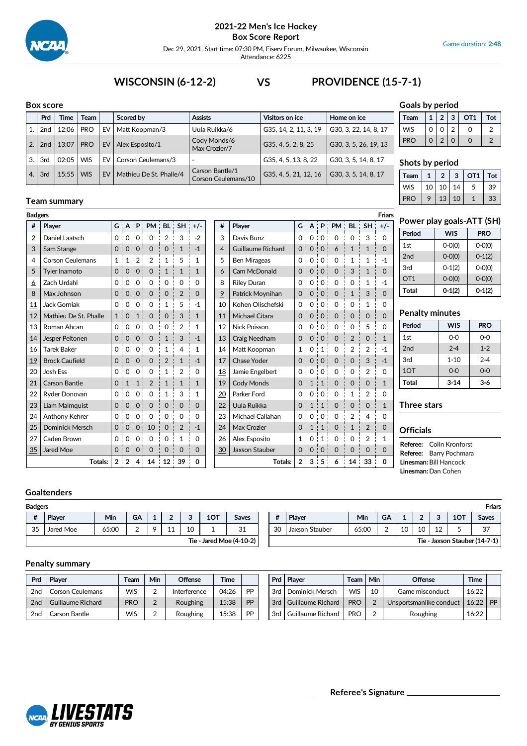# 2021-22 Men's Ice Hockey
## Box Score Report

Dec 29, 2021, Start time: 07:30 PM, Fiserv Forum, Milwaukee, Wisconsin
Attendance: 6225

Game duration: **2:48**

## WISCONSIN (6-12-2) VS PROVIDENCE (15-7-1)

### Box score

| | Prd | Time | Team | | Scored by | Assists | Visitors on ice | Home on ice |
|---|---|---|---|---|---|---|---|---|
| 1. | 2nd | 12:06 | PRO | EV | Matt Koopman/3 | Uula Ruikka/6 | G35, 14, 2, 11, 3, 19 | G30, 3, 22, 14, 8, 17 |
| 2. | 2nd | 13:07 | PRO | EV | Alex Esposito/1 | Cody Monds/6 Max Crozier/7 | G35, 4, 5, 2, 8, 25 | G30, 3, 5, 26, 19, 13 |
| 3. | 3rd | 02:05 | WIS | EV | Corson Ceulemans/3 | - | G35, 4, 5, 13, 8, 22 | G30, 3, 5, 14, 8, 17 |
| 4. | 3rd | 15:55 | WIS | EV | Mathieu De St. Phalle/4 | Carson Bantle/1 Corson Ceulemans/10 | G35, 4, 5, 21, 12, 16 | G30, 3, 5, 14, 8, 17 |

### Goals by period

| Team | 1 | 2 | 3 | OT1 | Tot |
|---|---|---|---|---|---|
| WIS | 0 | 0 | 2 | 0 | 2 |
| PRO | 0 | 2 | 0 | 0 | 2 |

### Shots by period

| Team | 1 | 2 | 3 | OT1 | Tot |
|---|---|---|---|---|---|
| WIS | 10 | 10 | 14 | 5 | 39 |
| PRO | 9 | 13 | 10 | 1 | 33 |

### Team summary

**Badgers**

| # | Player | G | A | P | PM | BL | SH | +/- |
|---|---|---|---|---|---|---|---|---|
| 2 | Daniel Laatsch | 0 | 0 | 0 | 0 | 2 | 3 | -2 |
| 3 | Sam Stange | 0 | 0 | 0 | 0 | 0 | 1 | -1 |
| 4 | Corson Ceulemans | 1 | 1 | 2 | 2 | 1 | 5 | 1 |
| 5 | Tyler Inamoto | 0 | 0 | 0 | 0 | 1 | 1 | 1 |
| 6 | Zach Urdahl | 0 | 0 | 0 | 0 | 0 | 0 | 0 |
| 8 | Max Johnson | 0 | 0 | 0 | 0 | 0 | 2 | 0 |
| 11 | Jack Gorniak | 0 | 0 | 0 | 0 | 1 | 5 | -1 |
| 12 | Mathieu De St. Phalle | 1 | 0 | 1 | 0 | 0 | 3 | 1 |
| 13 | Roman Ahcan | 0 | 0 | 0 | 0 | 0 | 2 | 1 |
| 14 | Jesper Peltonen | 0 | 0 | 0 | 0 | 1 | 3 | -1 |
| 16 | Tarek Baker | 0 | 0 | 0 | 0 | 1 | 4 | 1 |
| 19 | Brock Caufield | 0 | 0 | 0 | 0 | 2 | 1 | -1 |
| 20 | Josh Ess | 0 | 0 | 0 | 0 | 1 | 2 | 0 |
| 21 | Carson Bantle | 0 | 1 | 1 | 2 | 1 | 1 | 1 |
| 22 | Ryder Donovan | 0 | 0 | 0 | 0 | 1 | 3 | 1 |
| 23 | Liam Malmquist | 0 | 0 | 0 | 0 | 0 | 0 | 0 |
| 24 | Anthony Kehrer | 0 | 0 | 0 | 0 | 0 | 0 | 0 |
| 25 | Dominick Mersch | 0 | 0 | 0 | 10 | 0 | 2 | -1 |
| 27 | Caden Brown | 0 | 0 | 0 | 0 | 0 | 1 | 0 |
| 35 | Jared Moe | 0 | 0 | 0 | 0 | 0 | 0 | 0 |
| | Totals: | 2 | 2 | 4 | 14 | 12 | 39 | 0 |

**Friars**

| # | Player | G | A | P | PM | BL | SH | +/- |
|---|---|---|---|---|---|---|---|---|
| 3 | Davis Bunz | 0 | 0 | 0 | 0 | 0 | 3 | 0 |
| 4 | Guillaume Richard | 0 | 0 | 0 | 6 | 1 | 1 | 0 |
| 5 | Ben Mirageas | 0 | 0 | 0 | 0 | 1 | 1 | -1 |
| 6 | Cam McDonald | 0 | 0 | 0 | 0 | 3 | 1 | 0 |
| 8 | Riley Duran | 0 | 0 | 0 | 0 | 0 | 1 | -1 |
| 9 | Patrick Moynihan | 0 | 0 | 0 | 0 | 1 | 3 | 0 |
| 10 | Kohen Olischefski | 0 | 0 | 0 | 0 | 0 | 1 | 0 |
| 11 | Michael Citara | 0 | 0 | 0 | 0 | 0 | 0 | 0 |
| 12 | Nick Poisson | 0 | 0 | 0 | 0 | 0 | 5 | 0 |
| 13 | Craig Needham | 0 | 0 | 0 | 0 | 2 | 0 | 1 |
| 14 | Matt Koopman | 1 | 0 | 1 | 0 | 2 | 2 | -1 |
| 17 | Chase Yoder | 0 | 0 | 0 | 0 | 0 | 3 | -1 |
| 18 | Jamie Engelbert | 0 | 0 | 0 | 0 | 0 | 2 | 0 |
| 19 | Cody Monds | 0 | 1 | 1 | 0 | 0 | 0 | 1 |
| 20 | Parker Ford | 0 | 0 | 0 | 0 | 1 | 2 | 0 |
| 22 | Uula Ruikka | 0 | 1 | 1 | 0 | 0 | 0 | 1 |
| 23 | Michael Callahan | 0 | 0 | 0 | 0 | 2 | 4 | 0 |
| 24 | Max Crozier | 0 | 1 | 1 | 0 | 1 | 2 | 0 |
| 26 | Alex Esposito | 1 | 0 | 1 | 0 | 0 | 2 | 1 |
| 30 | Jaxson Stauber | 0 | 0 | 0 | 0 | 0 | 0 | 0 |
| | Totals: | 2 | 3 | 5 | 6 | 14 | 33 | 0 |

### Power play goals-ATT (SH)

| Period | WIS | PRO |
|---|---|---|
| 1st | 0-0(0) | 0-0(0) |
| 2nd | 0-0(0) | 0-1(2) |
| 3rd | 0-1(2) | 0-0(0) |
| OT1 | 0-0(0) | 0-0(0) |
| **Total** | **0-1(2)** | **0-1(2)** |

### Penalty minutes

| Period | WIS | PRO |
|---|---|---|
| 1st | 0-0 | 0-0 |
| 2nd | 2-4 | 1-2 |
| 3rd | 1-10 | 2-4 |
| 1OT | 0-0 | 0-0 |
| **Total** | **3-14** | **3-6** |

### Three stars

### Officials

**Referee:** Colin Kronforst
**Referee:** Barry Pochmara
**Linesman:** Bill Hancock
**Linesman:** Dan Cohen

### Goaltenders

**Badgers**

| # | Player | Min | GA | 1 | 2 | 3 | 1OT | Saves |
|---|---|---|---|---|---|---|---|---|
| 35 | Jared Moe | 65:00 | 2 | 9 | 11 | 10 | 1 | 31 |

Tie - Jared Moe (4-10-2)

**Friars**

| # | Player | Min | GA | 1 | 2 | 3 | 1OT | Saves |
|---|---|---|---|---|---|---|---|---|
| 30 | Jaxson Stauber | 65:00 | 2 | 10 | 10 | 12 | 5 | 37 |

Tie - Jaxson Stauber (14-7-1)

### Penalty summary

| Prd | Player | Team | Min | Offense | Time | |
|---|---|---|---|---|---|---|
| 2nd | Corson Ceulemans | WIS | 2 | Interference | 04:26 | PP |
| 2nd | Guillaume Richard | PRO | 2 | Roughing | 15:38 | PP |
| 2nd | Carson Bantle | WIS | 2 | Roughing | 15:38 | PP |
| 3rd | Dominick Mersch | WIS | 10 | Game misconduct | 16:22 | |
| 3rd | Guillaume Richard | PRO | 2 | Unsportsmanlike conduct | 16:22 | PP |
| 3rd | Guillaume Richard | PRO | 2 | Roughing | 16:22 | |

**Referee's Signature** ____________________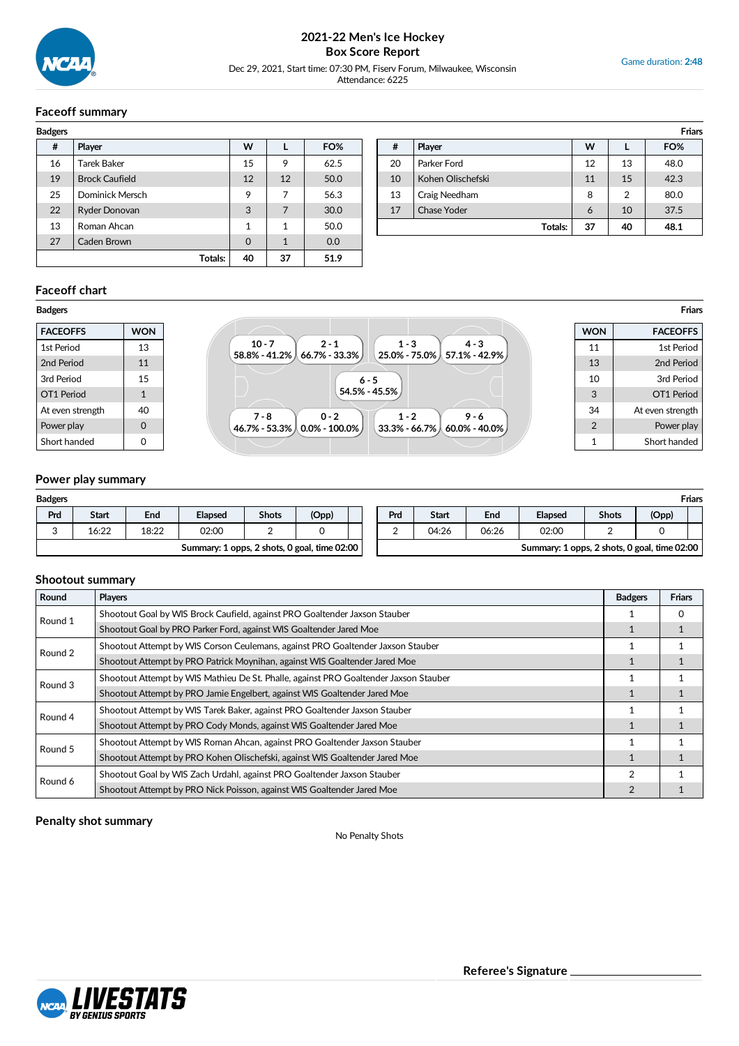# 2021-22 Men's Ice Hockey
## Box Score Report

Dec 29, 2021, Start time: 07:30 PM, Fiserv Forum, Milwaukee, Wisconsin
Attendance: 6225

Game duration: **2:48**

## Faceoff summary

**Badgers**

| # | Player | W | L | FO% |
|---|---|---|---|---|
| 16 | Tarek Baker | 15 | 9 | 62.5 |
| 19 | Brock Caufield | 12 | 12 | 50.0 |
| 25 | Dominick Mersch | 9 | 7 | 56.3 |
| 22 | Ryder Donovan | 3 | 7 | 30.0 |
| 13 | Roman Ahcan | 1 | 1 | 50.0 |
| 27 | Caden Brown | 0 | 1 | 0.0 |
| | **Totals:** | **40** | **37** | **51.9** |

**Friars**

| # | Player | W | L | FO% |
|---|---|---|---|---|
| 20 | Parker Ford | 12 | 13 | 48.0 |
| 10 | Kohen Olischefski | 11 | 15 | 42.3 |
| 13 | Craig Needham | 8 | 2 | 80.0 |
| 17 | Chase Yoder | 6 | 10 | 37.5 |
| | **Totals:** | **37** | **40** | **48.1** |

## Faceoff chart

**Badgers**

| FACEOFFS | WON |
|---|---|
| 1st Period | 13 |
| 2nd Period | 11 |
| 3rd Period | 15 |
| OT1 Period | 1 |
| At even strength | 40 |
| Power play | 0 |
| Short handed | 0 |

10 - 7
58.8% - 41.2%
2 - 1
66.7% - 33.3%
1 - 3
25.0% - 75.0%
4 - 3
57.1% - 42.9%
6 - 5
54.5% - 45.5%
7 - 8
46.7% - 53.3%
0 - 2
0.0% - 100.0%
1 - 2
33.3% - 66.7%
9 - 6
60.0% - 40.0%

**Friars**

| WON | FACEOFFS |
|---|---|
| 11 | 1st Period |
| 13 | 2nd Period |
| 10 | 3rd Period |
| 3 | OT1 Period |
| 34 | At even strength |
| 2 | Power play |
| 1 | Short handed |

## Power play summary

**Badgers**

| Prd | Start | End | Elapsed | Shots | (Opp) |
|---|---|---|---|---|---|
| 3 | 16:22 | 18:22 | 02:00 | 2 | 0 |
| **Summary: 1 opps, 2 shots, 0 goal, time 02:00** | | | | | |

**Friars**

| Prd | Start | End | Elapsed | Shots | (Opp) |
|---|---|---|---|---|---|
| 2 | 04:26 | 06:26 | 02:00 | 2 | 0 |
| **Summary: 1 opps, 2 shots, 0 goal, time 02:00** | | | | | |

## Shootout summary

| Round | Players | Badgers | Friars |
|---|---|---|---|
| Round 1 | Shootout Goal by WIS Brock Caufield, against PRO Goaltender Jaxson Stauber | 1 | 0 |
| | Shootout Goal by PRO Parker Ford, against WIS Goaltender Jared Moe | 1 | 1 |
| Round 2 | Shootout Attempt by WIS Corson Ceulemans, against PRO Goaltender Jaxson Stauber | 1 | 1 |
| | Shootout Attempt by PRO Patrick Moynihan, against WIS Goaltender Jared Moe | 1 | 1 |
| Round 3 | Shootout Attempt by WIS Mathieu De St. Phalle, against PRO Goaltender Jaxson Stauber | 1 | 1 |
| | Shootout Attempt by PRO Jamie Engelbert, against WIS Goaltender Jared Moe | 1 | 1 |
| Round 4 | Shootout Attempt by WIS Tarek Baker, against PRO Goaltender Jaxson Stauber | 1 | 1 |
| | Shootout Attempt by PRO Cody Monds, against WIS Goaltender Jared Moe | 1 | 1 |
| Round 5 | Shootout Attempt by WIS Roman Ahcan, against PRO Goaltender Jaxson Stauber | 1 | 1 |
| | Shootout Attempt by PRO Kohen Olischefski, against WIS Goaltender Jared Moe | 1 | 1 |
| Round 6 | Shootout Goal by WIS Zach Urdahl, against PRO Goaltender Jaxson Stauber | 2 | 1 |
| | Shootout Attempt by PRO Nick Poisson, against WIS Goaltender Jared Moe | 2 | 1 |

## Penalty shot summary

No Penalty Shots

**Referee's Signature** ____________________